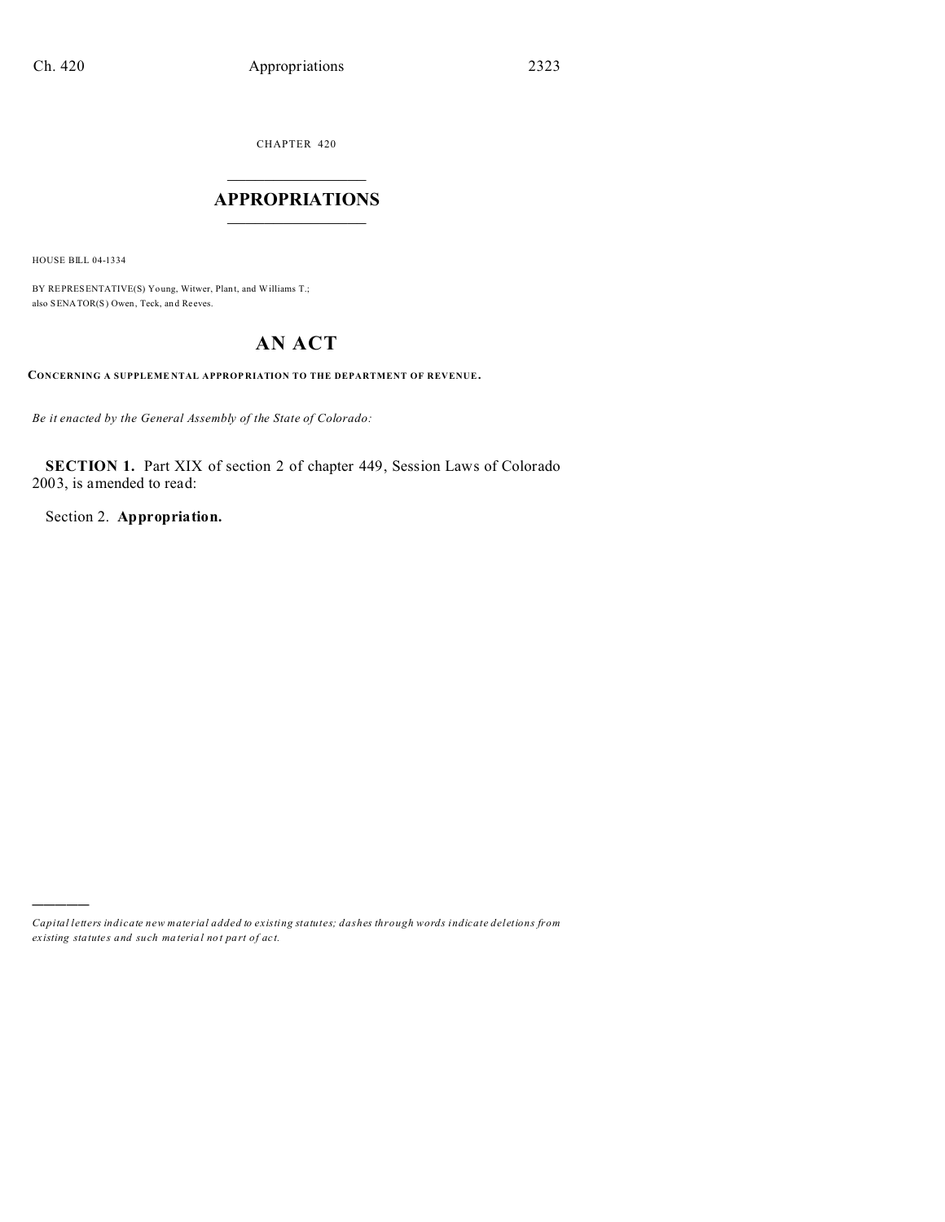CHAPTER 420

# APPROPRIATIONS

HOUSE BILL 04-1334

BY REPRESENTATIVE(S) Young, Witwer, Plant, and Williams T.;
also SENATOR(S) Owen, Teck, and Reeves.

# AN ACT

**CONCERNING A SUPPLEMENTAL APPROPRIATION TO THE DEPARTMENT OF REVENUE.**

*Be it enacted by the General Assembly of the State of Colorado:*

**SECTION 1.** Part XIX of section 2 of chapter 449, Session Laws of Colorado 2003, is amended to read:

Section 2. **Appropriation.**

---

*Capital letters indicate new material added to existing statutes; dashes through words indicate deletions from existing statutes and such material not part of act.*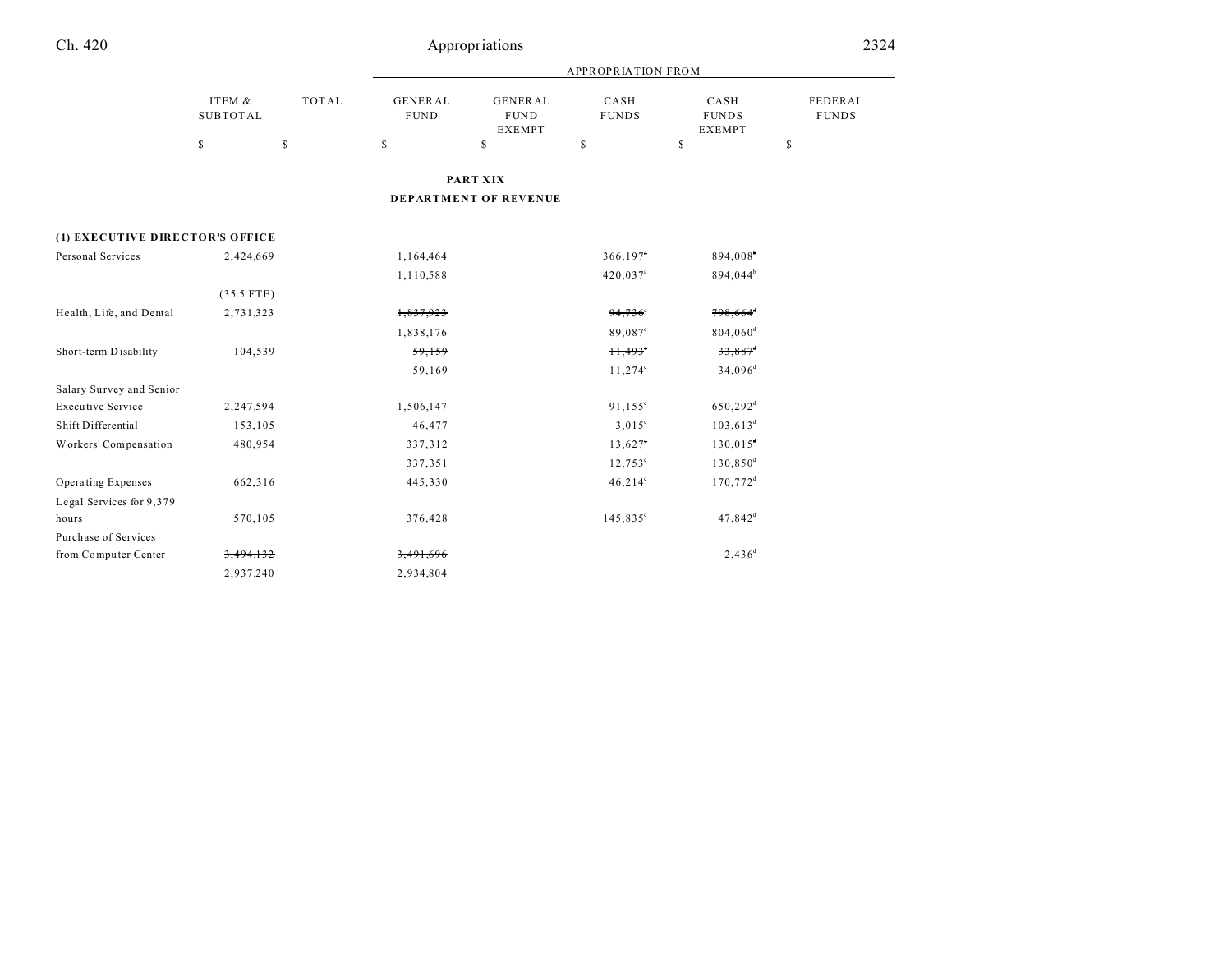| | ITEM & SUBTOTAL | TOTAL | GENERAL FUND | GENERAL FUND EXEMPT | CASH FUNDS | CASH FUNDS EXEMPT | FEDERAL FUNDS |
|---|---|---|---|---|---|---|---|
| | $ | $ | $ | $ | $ | $ | $ |

**PART XIX**

**DEPARTMENT OF REVENUE**

| | ITEM & SUBTOTAL | TOTAL | GENERAL FUND | GENERAL FUND EXEMPT | CASH FUNDS | CASH FUNDS EXEMPT | FEDERAL FUNDS |
|---|---|---|---|---|---|---|---|
| **(1) EXECUTIVE DIRECTOR'S OFFICE** | | | | | | | |
| Personal Services | 2,424,669 | | ~~1,164,464~~ | | ~~366,197[a]~~ | ~~894,008[b]~~ | |
| | | | 1,110,588 | | 420,037[a] | 894,044[b] | |
| | (35.5 FTE) | | | | | | |
| Health, Life, and Dental | 2,731,323 | | ~~1,837,923~~ | | ~~94,736[c]~~ | ~~798,664[d]~~ | |
| | | | 1,838,176 | | 89,087[c] | 804,060[d] | |
| Short-term Disability | 104,539 | | ~~59,159~~ | | ~~11,493[c]~~ | ~~33,887[d]~~ | |
| | | | 59,169 | | 11,274[c] | 34,096[d] | |
| Salary Survey and Senior Executive Service | 2,247,594 | | 1,506,147 | | 91,155[c] | 650,292[d] | |
| Shift Differential | 153,105 | | 46,477 | | 3,015[c] | 103,613[d] | |
| Workers' Compensation | 480,954 | | ~~337,312~~ | | ~~13,627[c]~~ | ~~130,015[d]~~ | |
| | | | 337,351 | | 12,753[c] | 130,850[d] | |
| Operating Expenses | 662,316 | | 445,330 | | 46,214[c] | 170,772[d] | |
| Legal Services for 9,379 hours | 570,105 | | 376,428 | | 145,835[c] | 47,842[d] | |
| Purchase of Services from Computer Center | ~~3,494,132~~ | | ~~3,491,696~~ | | | 2,436[d] | |
| | 2,937,240 | | 2,934,804 | | | | |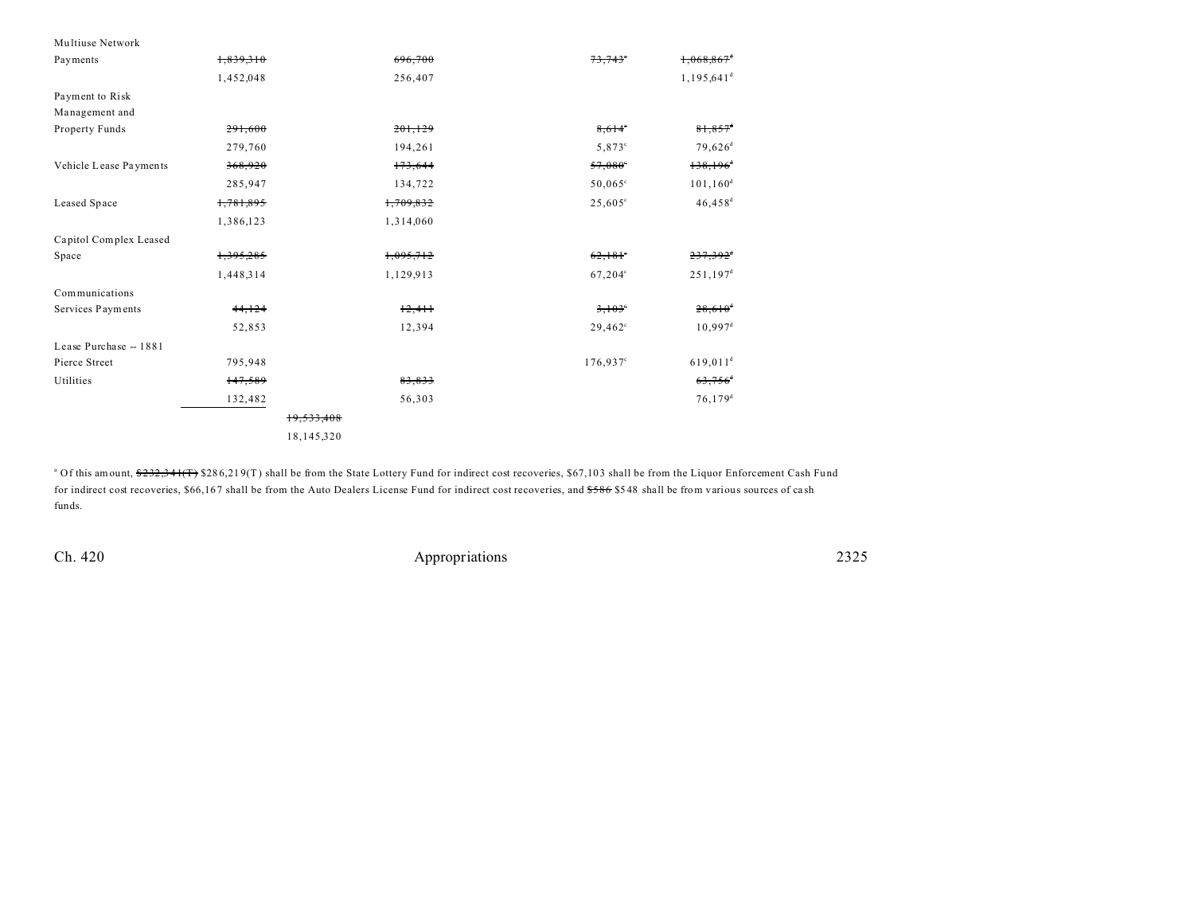| | | | | | |
|---|---|---|---|---|---|
| Multiuse Network Payments | ~~1,839,310~~ | | ~~696,700~~ | ~~73,743~~[c] | ~~1,068,867~~[d] |
| | 1,452,048 | | 256,407 | | 1,195,641[d] |
| Payment to Risk Management and Property Funds | ~~291,600~~ | | ~~201,129~~ | ~~8,614~~[c] | ~~81,857~~[d] |
| | 279,760 | | 194,261 | 5,873[c] | 79,626[d] |
| Vehicle Lease Payments | ~~368,920~~ | | ~~173,644~~ | ~~57,080~~[c] | ~~138,196~~[d] |
| | 285,947 | | 134,722 | 50,065[c] | 101,160[d] |
| Leased Space | ~~1,781,895~~ | | ~~1,709,832~~ | 25,605[c] | 46,458[d] |
| | 1,386,123 | | 1,314,060 | | |
| Capitol Complex Leased Space | ~~1,395,285~~ | | ~~1,095,712~~ | ~~62,181~~[c] | ~~237,392~~[d] |
| | 1,448,314 | | 1,129,913 | 67,204[c] | 251,197[d] |
| Communications Services Payments | ~~44,124~~ | | ~~12,411~~ | ~~3,103~~[c] | ~~28,610~~[d] |
| | 52,853 | | 12,394 | 29,462[c] | 10,997[d] |
| Lease Purchase -- 1881 Pierce Street | 795,948 | | | 176,937[c] | 619,011[d] |
| Utilities | ~~147,589~~ | | ~~83,833~~ | | ~~63,756~~[d] |
| | 132,482 | | 56,303 | | 76,179[d] |
| | | ~~19,533,408~~ | | | |
| | | 18,145,320 | | | |

[a] Of this amount, ~~$232,341(T)~~ $286,219(T) shall be from the State Lottery Fund for indirect cost recoveries, $67,103 shall be from the Liquor Enforcement Cash Fund for indirect cost recoveries, $66,167 shall be from the Auto Dealers License Fund for indirect cost recoveries, and ~~$586~~ $548 shall be from various sources of cash funds.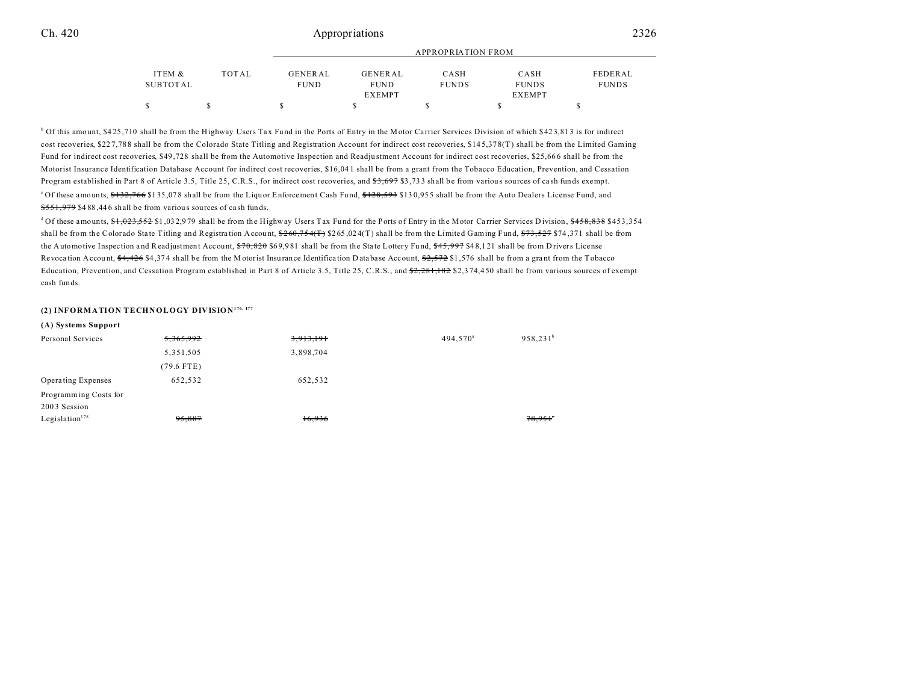| | ITEM & SUBTOTAL | TOTAL | GENERAL FUND | GENERAL FUND EXEMPT | CASH FUNDS | CASH FUNDS EXEMPT | FEDERAL FUNDS |
|---|---|---|---|---|---|---|---|
| | | | APPROPRIATION FROM | | | | |
| | $ | $ | $ | $ | $ | $ | $ |

[b] Of this amount, $425,710 shall be from the Highway Users Tax Fund in the Ports of Entry in the Motor Carrier Services Division of which $423,813 is for indirect cost recoveries, $227,788 shall be from the Colorado State Titling and Registration Account for indirect cost recoveries, $145,378(T) shall be from the Limited Gaming Fund for indirect cost recoveries, $49,728 shall be from the Automotive Inspection and Readjustment Account for indirect cost recoveries, $25,666 shall be from the Motorist Insurance Identification Database Account for indirect cost recoveries, $16,041 shall be from a grant from the Tobacco Education, Prevention, and Cessation Program established in Part 8 of Article 3.5, Title 25, C.R.S., for indirect cost recoveries, and ~~$3,697~~ $3,733 shall be from various sources of cash funds exempt.

[c] Of these amounts, ~~$132,766~~ $135,078 shall be from the Liquor Enforcement Cash Fund, ~~$128,593~~ $130,955 shall be from the Auto Dealers License Fund, and ~~$551,979~~ $488,446 shall be from various sources of cash funds.

[d] Of these amounts, ~~$1,023,552~~ $1,032,979 shall be from the Highway Users Tax Fund for the Ports of Entry in the Motor Carrier Services Division, ~~$458,838~~ $453,354 shall be from the Colorado State Titling and Registration Account, ~~$260,754(T)~~ $265,024(T) shall be from the Limited Gaming Fund, ~~$73,527~~ $74,371 shall be from the Automotive Inspection and Readjustment Account, ~~$70,820~~ $69,981 shall be from the State Lottery Fund, ~~$45,997~~ $48,121 shall be from Drivers License Revocation Account, ~~$4,426~~ $4,374 shall be from the Motorist Insurance Identification Database Account, ~~$2,572~~ $1,576 shall be from a grant from the Tobacco Education, Prevention, and Cessation Program established in Part 8 of Article 3.5, Title 25, C.R.S., and ~~$2,281,182~~ $2,374,450 shall be from various sources of exempt cash funds.

**(2) INFORMATION TECHNOLOGY DIVISION[176, 177]**

**(A) Systems Support**

| | ITEM & SUBTOTAL | TOTAL | GENERAL FUND | GENERAL FUND EXEMPT | CASH FUNDS | CASH FUNDS EXEMPT | FEDERAL FUNDS |
|---|---|---|---|---|---|---|---|
| Personal Services | ~~5,365,992~~ | | ~~3,913,191~~ | | 494,570[a] | 958,231[b] | |
| | 5,351,505 | | 3,898,704 | | | | |
| | (79.6 FTE) | | | | | | |
| Operating Expenses | 652,532 | | 652,532 | | | | |
| Programming Costs for 2003 Session Legislation[178] | ~~95,887~~ | | ~~16,936~~ | | | ~~78,951~~[c] | |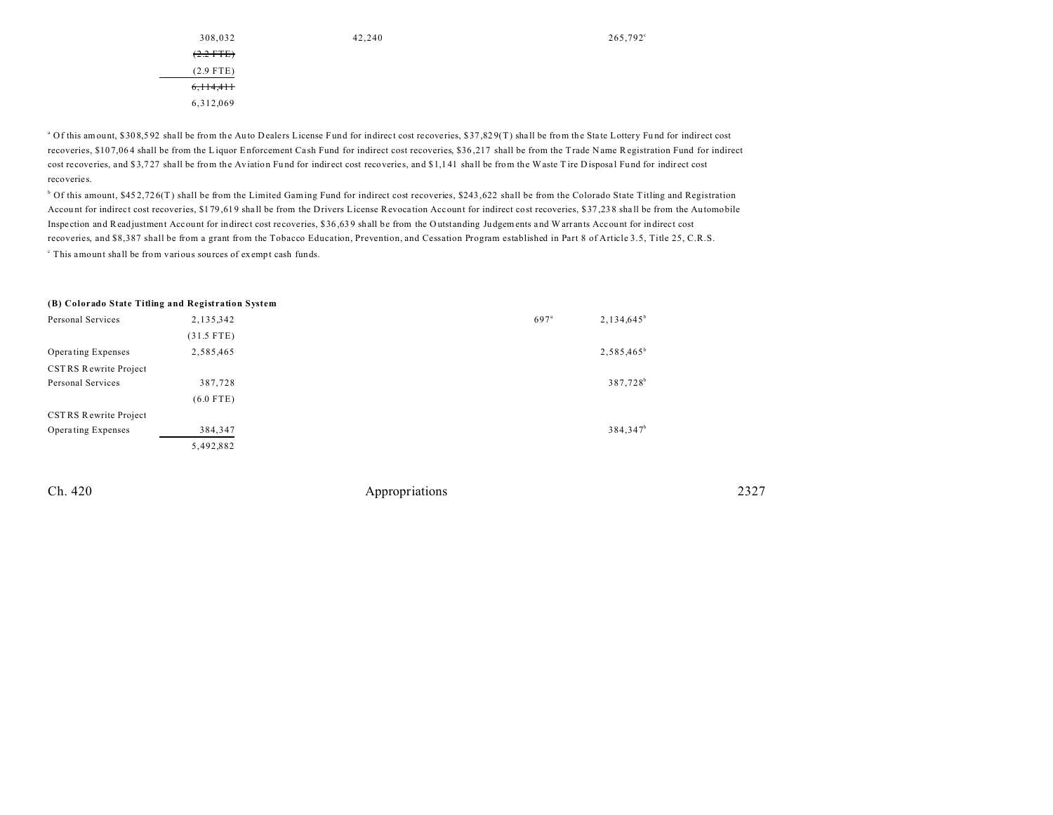| | | | | | |
|---|---|---|---|---|---|
| | 308,032 | 42,240 | | 265,792[c] | |
| | ~~(2.2 FTE)~~ | | | | |
| | (2.9 FTE) | | | | |
| | ~~6,114,411~~ | | | | |
| | 6,312,069 | | | | |

[a] Of this amount, $308,592 shall be from the Auto Dealers License Fund for indirect cost recoveries, $37,829(T) shall be from the State Lottery Fund for indirect cost recoveries, $107,064 shall be from the Liquor Enforcement Cash Fund for indirect cost recoveries, $36,217 shall be from the Trade Name Registration Fund for indirect cost recoveries, and $3,727 shall be from the Aviation Fund for indirect cost recoveries, and $1,141 shall be from the Waste Tire Disposal Fund for indirect cost recoveries.

[b] Of this amount, $452,726(T) shall be from the Limited Gaming Fund for indirect cost recoveries, $243,622 shall be from the Colorado State Titling and Registration Account for indirect cost recoveries, $179,619 shall be from the Drivers License Revocation Account for indirect cost recoveries, $37,238 shall be from the Automobile Inspection and Readjustment Account for indirect cost recoveries, $36,639 shall be from the Outstanding Judgements and Warrants Account for indirect cost recoveries, and $8,387 shall be from a grant from the Tobacco Education, Prevention, and Cessation Program established in Part 8 of Article 3.5, Title 25, C.R.S.

[c] This amount shall be from various sources of exempt cash funds.

**(B) Colorado State Titling and Registration System**

| | | | | | |
|---|---|---|---|---|---|
| Personal Services | 2,135,342 | | 697[a] | 2,134,645[b] | |
| | (31.5 FTE) | | | | |
| Operating Expenses | 2,585,465 | | | 2,585,465[b] | |
| CSTRS Rewrite Project Personal Services | 387,728 | | | 387,728[b] | |
| | (6.0 FTE) | | | | |
| CSTRS Rewrite Project Operating Expenses | 384,347 | | | 384,347[b] | |
| | 5,492,882 | | | | |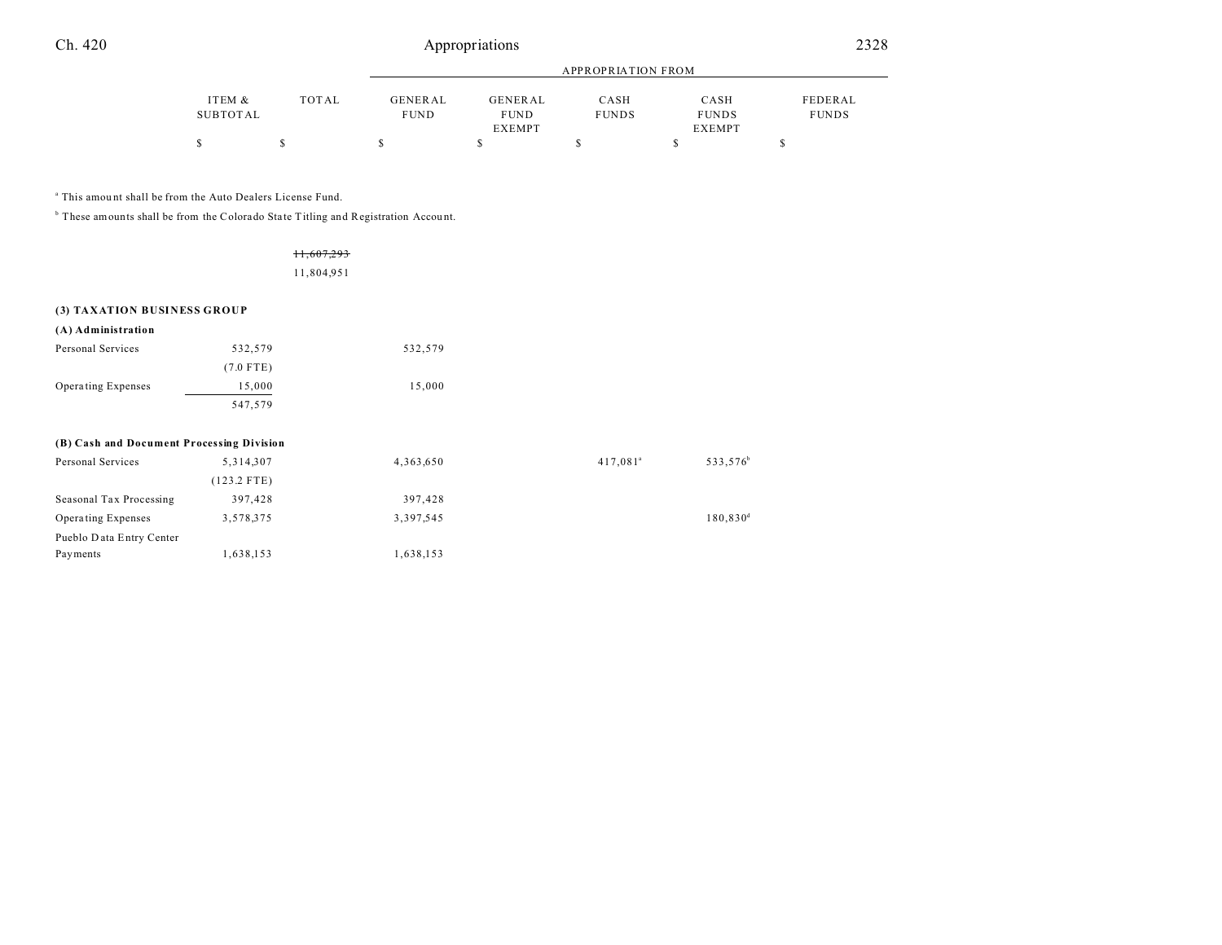| | ITEM & SUBTOTAL | TOTAL | APPROPRIATION FROM GENERAL FUND | GENERAL FUND EXEMPT | CASH FUNDS | CASH FUNDS EXEMPT | FEDERAL FUNDS |
|---|---|---|---|---|---|---|---|
| | $ | $ | $ | $ | $ | $ | $ |

[a] This amount shall be from the Auto Dealers License Fund.

[b] These amounts shall be from the Colorado State Titling and Registration Account.

| | ITEM & SUBTOTAL | TOTAL | GENERAL FUND | GENERAL FUND EXEMPT | CASH FUNDS | CASH FUNDS EXEMPT | FEDERAL FUNDS |
|---|---|---|---|---|---|---|---|
| | | ~~11,607,293~~ | | | | | |
| | | 11,804,951 | | | | | |
| **(3) TAXATION BUSINESS GROUP** | | | | | | | |
| **(A) Administration** | | | | | | | |
| Personal Services | 532,579 | | 532,579 | | | | |
| | (7.0 FTE) | | | | | | |
| Operating Expenses | 15,000 | | 15,000 | | | | |
| | 547,579 | | | | | | |
| **(B) Cash and Document Processing Division** | | | | | | | |
| Personal Services | 5,314,307 | | 4,363,650 | | 417,081[a] | 533,576[b] | |
| | (123.2 FTE) | | | | | | |
| Seasonal Tax Processing | 397,428 | | 397,428 | | | | |
| Operating Expenses | 3,578,375 | | 3,397,545 | | | 180,830[d] | |
| Pueblo Data Entry Center Payments | 1,638,153 | | 1,638,153 | | | | |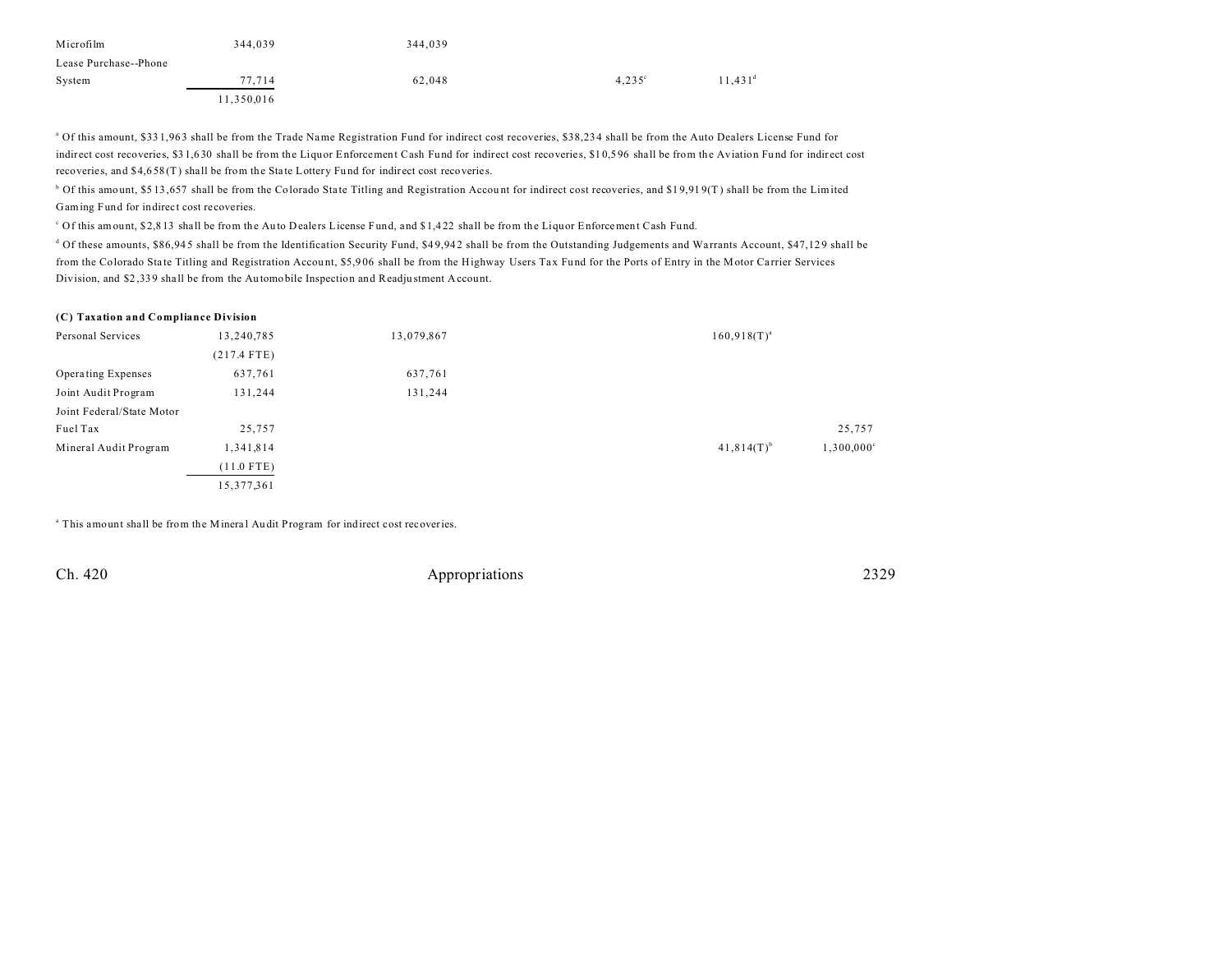| | | | | | |
|---|---|---|---|---|---|
| Microfilm | 344,039 | 344,039 | | | |
| Lease Purchase--Phone System | 77,714 | 62,048 | 4,235[c] | 11,431[d] | |
| | 11,350,016 | | | | |

[a] Of this amount, $331,963 shall be from the Trade Name Registration Fund for indirect cost recoveries, $38,234 shall be from the Auto Dealers License Fund for indirect cost recoveries, $31,630 shall be from the Liquor Enforcement Cash Fund for indirect cost recoveries, $10,596 shall be from the Aviation Fund for indirect cost recoveries, and $4,658(T) shall be from the State Lottery Fund for indirect cost recoveries.

[b] Of this amount, $513,657 shall be from the Colorado State Titling and Registration Account for indirect cost recoveries, and $19,919(T) shall be from the Limited Gaming Fund for indirect cost recoveries.

[c] Of this amount, $2,813 shall be from the Auto Dealers License Fund, and $1,422 shall be from the Liquor Enforcement Cash Fund.

[d] Of these amounts, $86,945 shall be from the Identification Security Fund, $49,942 shall be from the Outstanding Judgements and Warrants Account, $47,129 shall be from the Colorado State Titling and Registration Account, $5,906 shall be from the Highway Users Tax Fund for the Ports of Entry in the Motor Carrier Services Division, and $2,339 shall be from the Automobile Inspection and Readjustment Account.

**(C) Taxation and Compliance Division**

| | | | | | |
|---|---|---|---|---|---|
| Personal Services | 13,240,785 | 13,079,867 | | 160,918(T)[a] | |
| | (217.4 FTE) | | | | |
| Operating Expenses | 637,761 | 637,761 | | | |
| Joint Audit Program | 131,244 | 131,244 | | | |
| Joint Federal/State Motor Fuel Tax | 25,757 | | | | 25,757 |
| Mineral Audit Program | 1,341,814 | | | 41,814(T)[b] | 1,300,000[c] |
| | (11.0 FTE) | | | | |
| | 15,377,361 | | | | |

[a] This amount shall be from the Mineral Audit Program for indirect cost recoveries.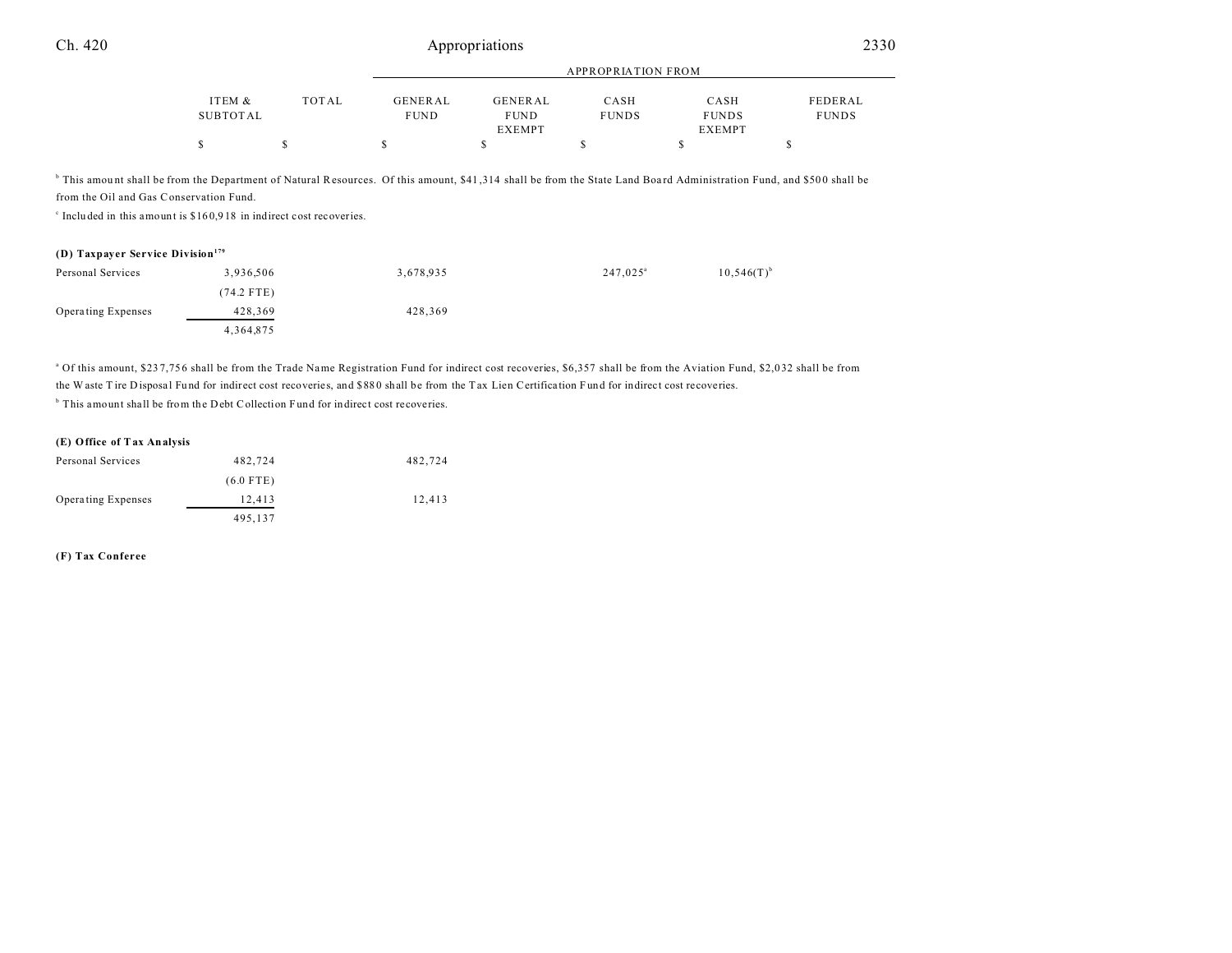| | ITEM & SUBTOTAL | TOTAL | GENERAL FUND | GENERAL FUND EXEMPT | CASH FUNDS | CASH FUNDS EXEMPT | FEDERAL FUNDS |
|---|---|---|---|---|---|---|---|
| | $ | $ | $ | $ | $ | $ | $ |

[b] This amount shall be from the Department of Natural Resources. Of this amount, $41,314 shall be from the State Land Board Administration Fund, and $500 shall be from the Oil and Gas Conservation Fund.

[c] Included in this amount is $160,918 in indirect cost recoveries.

**(D) Taxpayer Service Division[179]**

| | ITEM & SUBTOTAL | TOTAL | GENERAL FUND | GENERAL FUND EXEMPT | CASH FUNDS | CASH FUNDS EXEMPT | FEDERAL FUNDS |
|---|---|---|---|---|---|---|---|
| Personal Services | 3,936,506 | | 3,678,935 | | 247,025[a] | 10,546(T)[b] | |
| | (74.2 FTE) | | | | | | |
| Operating Expenses | 428,369 | | 428,369 | | | | |
| | 4,364,875 | | | | | | |

[a] Of this amount, $237,756 shall be from the Trade Name Registration Fund for indirect cost recoveries, $6,357 shall be from the Aviation Fund, $2,032 shall be from the Waste Tire Disposal Fund for indirect cost recoveries, and $880 shall be from the Tax Lien Certification Fund for indirect cost recoveries.

[b] This amount shall be from the Debt Collection Fund for indirect cost recoveries.

**(E) Office of Tax Analysis**

| | ITEM & SUBTOTAL | TOTAL | GENERAL FUND | GENERAL FUND EXEMPT | CASH FUNDS | CASH FUNDS EXEMPT | FEDERAL FUNDS |
|---|---|---|---|---|---|---|---|
| Personal Services | 482,724 | | 482,724 | | | | |
| | (6.0 FTE) | | | | | | |
| Operating Expenses | 12,413 | | 12,413 | | | | |
| | 495,137 | | | | | | |

**(F) Tax Conferee**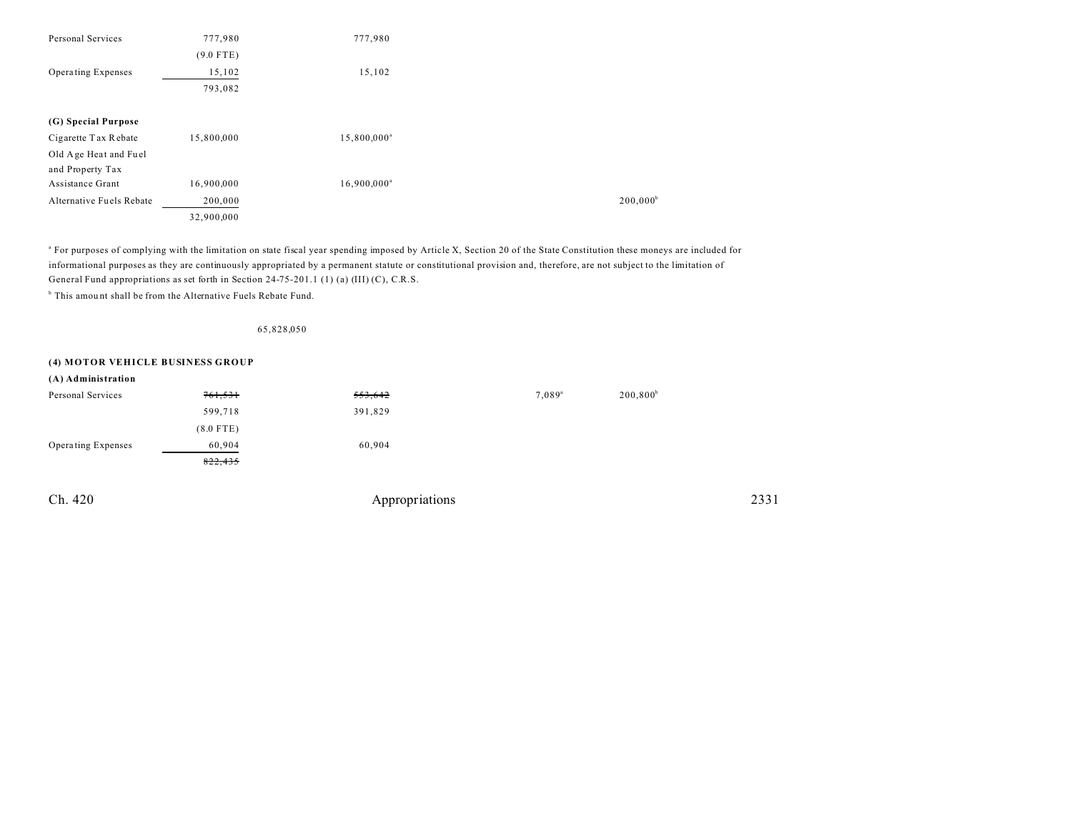| | | | | | |
|---|---|---|---|---|---|
| Personal Services | 777,980 | 777,980 | | | |
| | (9.0 FTE) | | | | |
| Operating Expenses | 15,102 | 15,102 | | | |
| | 793,082 | | | | |
| **(G) Special Purpose** | | | | | |
| Cigarette Tax Rebate | 15,800,000 | 15,800,000[a] | | | |
| Old Age Heat and Fuel and Property Tax Assistance Grant | 16,900,000 | 16,900,000[a] | | | |
| Alternative Fuels Rebate | 200,000 | | | 200,000[b] | |
| | 32,900,000 | | | | |

[a] For purposes of complying with the limitation on state fiscal year spending imposed by Article X, Section 20 of the State Constitution these moneys are included for informational purposes as they are continuously appropriated by a permanent statute or constitutional provision and, therefore, are not subject to the limitation of General Fund appropriations as set forth in Section 24-75-201.1 (1) (a) (III) (C), C.R.S.

[b] This amount shall be from the Alternative Fuels Rebate Fund.

65,828,050

**(4) MOTOR VEHICLE BUSINESS GROUP**

| | | | | | |
|---|---|---|---|---|---|
| **(A) Administration** | | | | | |
| Personal Services | ~~761,531~~ | ~~553,642~~ | 7,089[a] | 200,800[b] | |
| | 599,718 | 391,829 | | | |
| | (8.0 FTE) | | | | |
| Operating Expenses | 60,904 | 60,904 | | | |
| | ~~822,435~~ | | | | |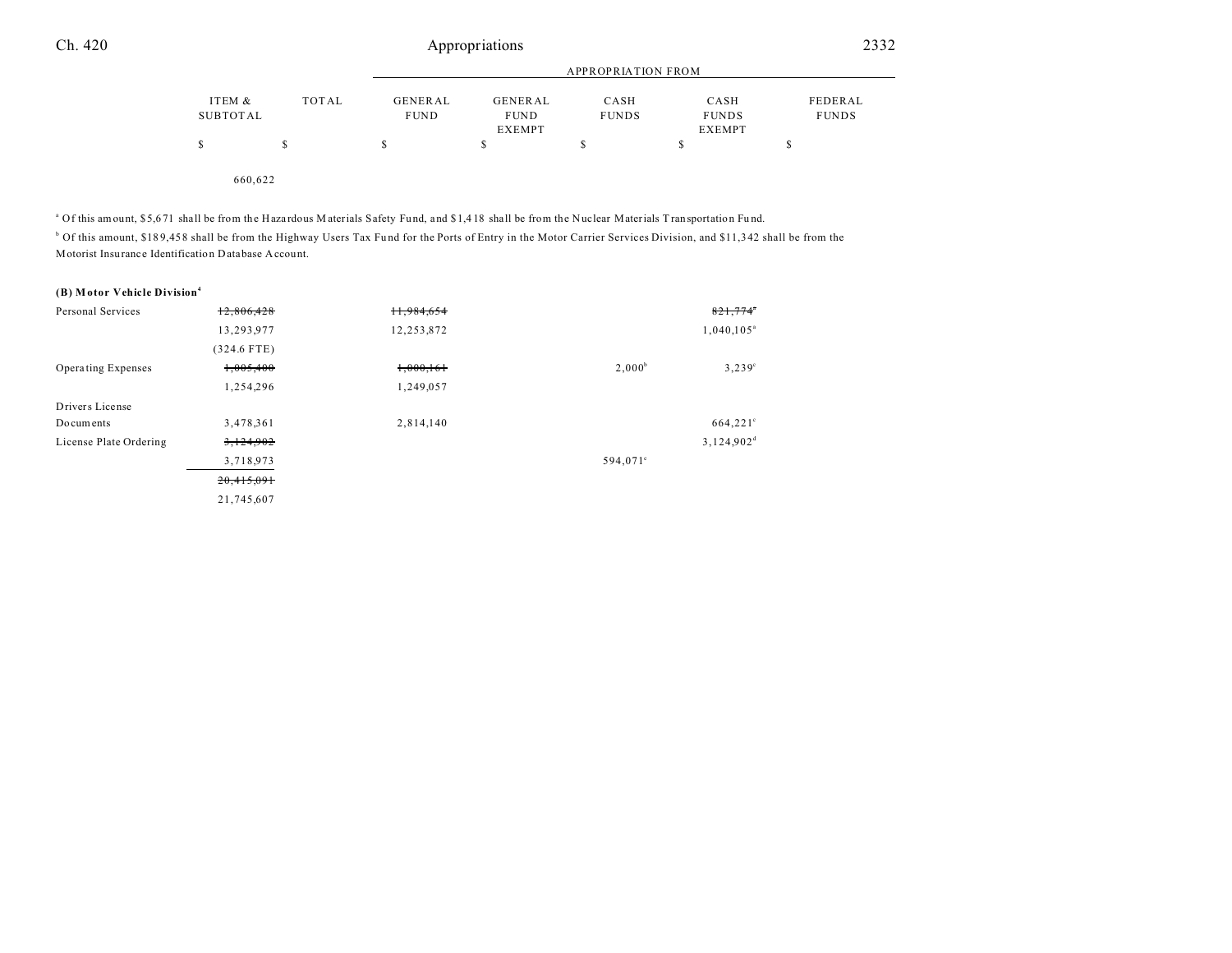| | ITEM & SUBTOTAL | TOTAL | GENERAL FUND | GENERAL FUND EXEMPT | CASH FUNDS | CASH FUNDS EXEMPT | FEDERAL FUNDS |
|---|---|---|---|---|---|---|---|
| | | | APPROPRIATION FROM | | | | |
| | $ | $ | $ | $ | $ | $ | $ |
| | 660,622 | | | | | | |

[a] Of this amount, $5,671 shall be from the Hazardous Materials Safety Fund, and $1,418 shall be from the Nuclear Materials Transportation Fund.

[b] Of this amount, $189,458 shall be from the Highway Users Tax Fund for the Ports of Entry in the Motor Carrier Services Division, and $11,342 shall be from the Motorist Insurance Identification Database Account.

**(B) Motor Vehicle Division**[4]

| | ITEM & SUBTOTAL | TOTAL | GENERAL FUND | GENERAL FUND EXEMPT | CASH FUNDS | CASH FUNDS EXEMPT | FEDERAL FUNDS |
|---|---|---|---|---|---|---|---|
| Personal Services | ~~12,806,428~~ | | ~~11,984,654~~ | | | ~~821,774~~[a] | |
| | 13,293,977 | | 12,253,872 | | | 1,040,105[a] | |
| | (324.6 FTE) | | | | | | |
| Operating Expenses | ~~1,005,400~~ | | ~~1,000,161~~ | | 2,000[b] | 3,239[c] | |
| | 1,254,296 | | 1,249,057 | | | | |
| Drivers License Documents | 3,478,361 | | 2,814,140 | | | 664,221[c] | |
| License Plate Ordering | ~~3,124,902~~ | | | | | 3,124,902[d] | |
| | 3,718,973 | | | | 594,071[e] | | |
| | ~~20,415,091~~ | | | | | | |
| | 21,745,607 | | | | | | |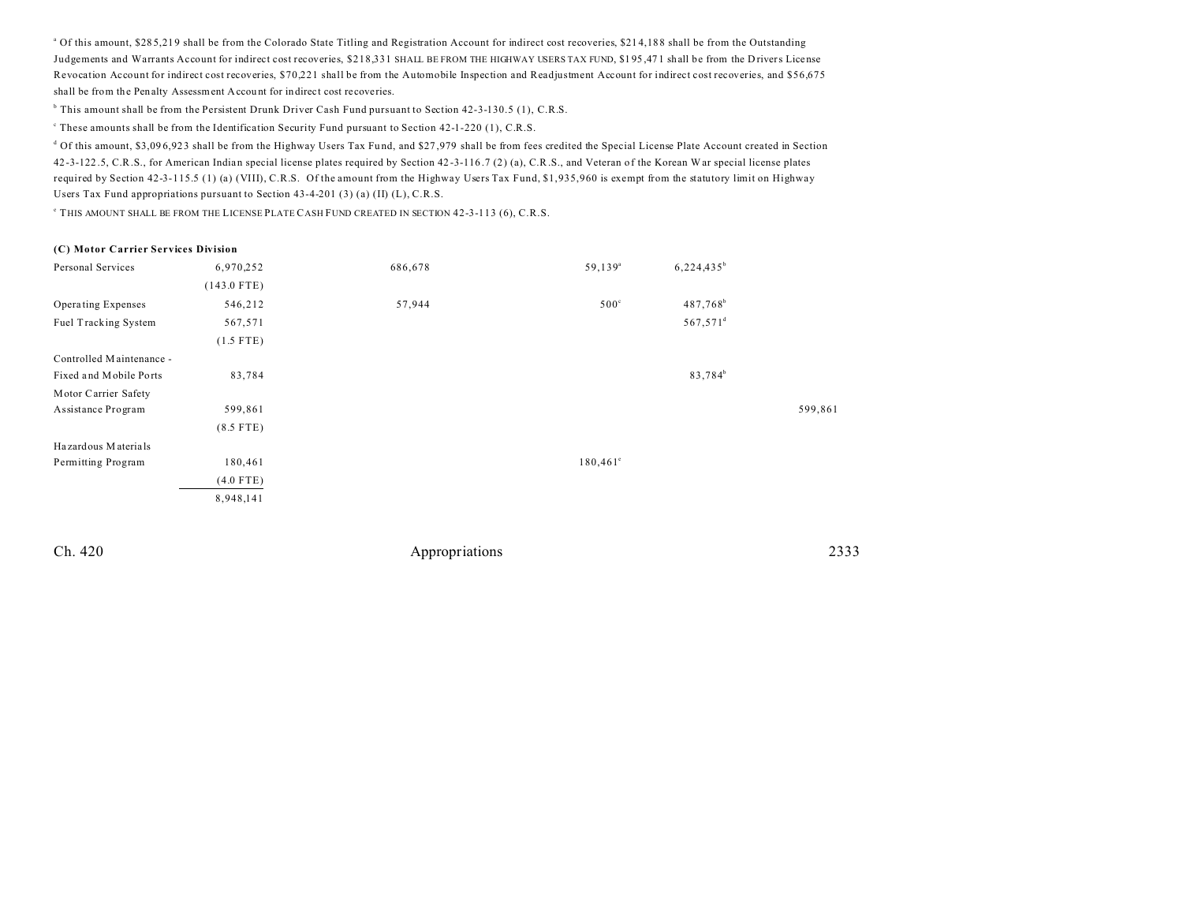[a] Of this amount, $285,219 shall be from the Colorado State Titling and Registration Account for indirect cost recoveries, $214,188 shall be from the Outstanding Judgements and Warrants Account for indirect cost recoveries, $218,331 SHALL BE FROM THE HIGHWAY USERS TAX FUND, $195,471 shall be from the Drivers License Revocation Account for indirect cost recoveries, $70,221 shall be from the Automobile Inspection and Readjustment Account for indirect cost recoveries, and $56,675 shall be from the Penalty Assessment Account for indirect cost recoveries.

[b] This amount shall be from the Persistent Drunk Driver Cash Fund pursuant to Section 42-3-130.5 (1), C.R.S.

[c] These amounts shall be from the Identification Security Fund pursuant to Section 42-1-220 (1), C.R.S.

[d] Of this amount, $3,096,923 shall be from the Highway Users Tax Fund, and $27,979 shall be from fees credited the Special License Plate Account created in Section 42-3-122.5, C.R.S., for American Indian special license plates required by Section 42-3-116.7 (2) (a), C.R.S., and Veteran of the Korean War special license plates required by Section 42-3-115.5 (1) (a) (VIII), C.R.S. Of the amount from the Highway Users Tax Fund, $1,935,960 is exempt from the statutory limit on Highway Users Tax Fund appropriations pursuant to Section 43-4-201 (3) (a) (II) (L), C.R.S.

[e] THIS AMOUNT SHALL BE FROM THE LICENSE PLATE CASH FUND CREATED IN SECTION 42-3-113 (6), C.R.S.

**(C) Motor Carrier Services Division**

| | | | | | | |
|---|---|---|---|---|---|---|
| Personal Services | 6,970,252 | | 686,678 | 59,139[a] | 6,224,435[b] | |
| | (143.0 FTE) | | | | | |
| Operating Expenses | 546,212 | | 57,944 | 500[c] | 487,768[b] | |
| Fuel Tracking System | 567,571 | | | | 567,571[d] | |
| | (1.5 FTE) | | | | | |
| Controlled Maintenance - Fixed and Mobile Ports | 83,784 | | | | 83,784[b] | |
| Motor Carrier Safety Assistance Program | 599,861 | | | | | 599,861 |
| | (8.5 FTE) | | | | | |
| Hazardous Materials Permitting Program | 180,461 | | | 180,461[e] | | |
| | (4.0 FTE) | | | | | |
| | 8,948,141 | | | | | |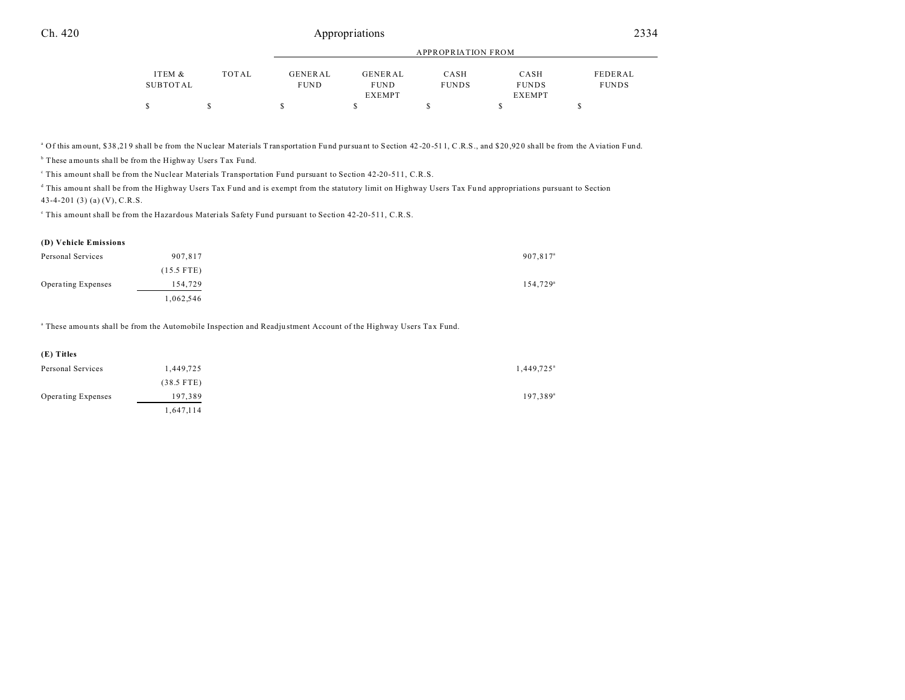| | ITEM & SUBTOTAL | TOTAL | APPROPRIATION FROM GENERAL FUND | GENERAL FUND EXEMPT | CASH FUNDS | CASH FUNDS EXEMPT | FEDERAL FUNDS |
|---|---|---|---|---|---|---|---|
| | $ | $ | $ | $ | $ | $ | $ |

[a] Of this amount, $38,219 shall be from the Nuclear Materials Transportation Fund pursuant to Section 42-20-511, C.R.S., and $20,920 shall be from the Aviation Fund.

[b] These amounts shall be from the Highway Users Tax Fund.

[c] This amount shall be from the Nuclear Materials Transportation Fund pursuant to Section 42-20-511, C.R.S.

[d] This amount shall be from the Highway Users Tax Fund and is exempt from the statutory limit on Highway Users Tax Fund appropriations pursuant to Section 43-4-201 (3) (a) (V), C.R.S.

[e] This amount shall be from the Hazardous Materials Safety Fund pursuant to Section 42-20-511, C.R.S.

**(D) Vehicle Emissions**

| | ITEM & SUBTOTAL | TOTAL | GENERAL FUND | GENERAL FUND EXEMPT | CASH FUNDS | CASH FUNDS EXEMPT | FEDERAL FUNDS |
|---|---|---|---|---|---|---|---|
| Personal Services | 907,817 | | | | | 907,817[a] | |
| | (15.5 FTE) | | | | | | |
| Operating Expenses | 154,729 | | | | | 154,729[a] | |
| | 1,062,546 | | | | | | |

[a] These amounts shall be from the Automobile Inspection and Readjustment Account of the Highway Users Tax Fund.

**(E) Titles**

| | ITEM & SUBTOTAL | TOTAL | GENERAL FUND | GENERAL FUND EXEMPT | CASH FUNDS | CASH FUNDS EXEMPT | FEDERAL FUNDS |
|---|---|---|---|---|---|---|---|
| Personal Services | 1,449,725 | | | | | 1,449,725[a] | |
| | (38.5 FTE) | | | | | | |
| Operating Expenses | 197,389 | | | | | 197,389[a] | |
| | 1,647,114 | | | | | | |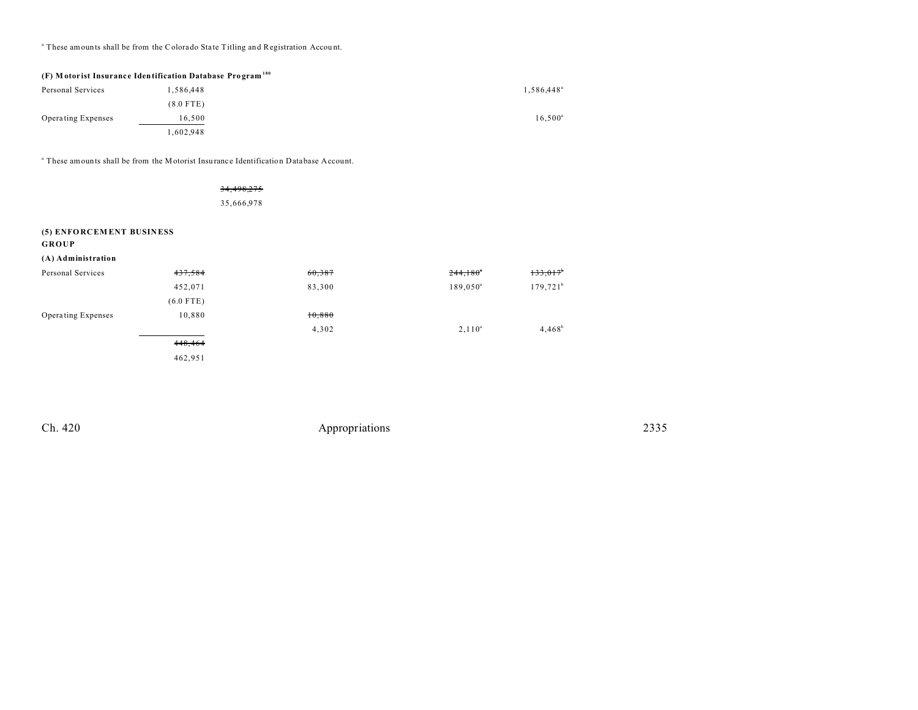[a] These amounts shall be from the Colorado State Titling and Registration Account.

**(F) Motorist Insurance Identification Database Program**[180]

| | | | | |
|---|---|---|---|---|
| Personal Services | 1,586,448 | | | 1,586,448[a] |
| | (8.0 FTE) | | | |
| Operating Expenses | 16,500 | | | 16,500[a] |
| | 1,602,948 | | | |

[a] These amounts shall be from the Motorist Insurance Identification Database Account.

~~34,498,275~~
35,666,978

**(5) ENFORCEMENT BUSINESS GROUP**

**(A) Administration**

| | | | | |
|---|---|---|---|---|
| Personal Services | ~~437,584~~ | ~~60,387~~ | ~~244,180~~[a] | ~~133,017~~[b] |
| | 452,071 | 83,300 | 189,050[a] | 179,721[b] |
| | (6.0 FTE) | | | |
| Operating Expenses | 10,880 | ~~10,880~~ | | |
| | | 4,302 | 2,110[a] | 4,468[b] |
| | ~~448,464~~ | | | |
| | 462,951 | | | |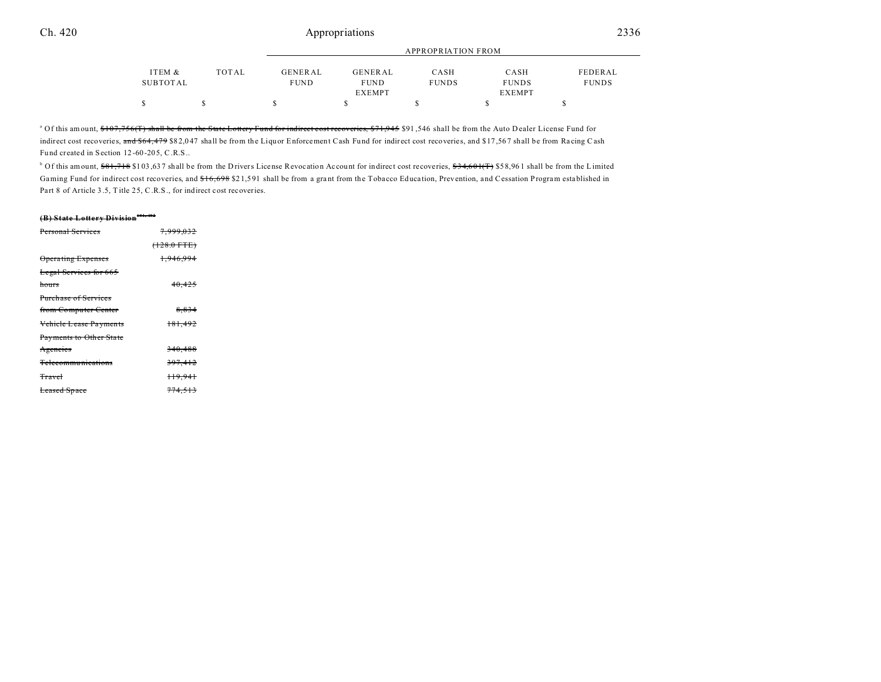| | ITEM & SUBTOTAL | TOTAL | APPROPRIATION FROM GENERAL FUND | GENERAL FUND EXEMPT | CASH FUNDS | CASH FUNDS EXEMPT | FEDERAL FUNDS |
|---|---|---|---|---|---|---|---|
| | $ | $ | $ | $ | $ | $ | $ |

[a] Of this amount, ~~$107,756(T) shall be from the State Lottery Fund for indirect cost recoveries, $71,945~~ $91,546 shall be from the Auto Dealer License Fund for indirect cost recoveries, ~~and $64,479~~ $82,047 shall be from the Liquor Enforcement Cash Fund for indirect cost recoveries, and $17,567 shall be from Racing Cash Fund created in Section 12-60-205, C.R.S..

[b] Of this amount, ~~$81,718~~ $103,637 shall be from the Drivers License Revocation Account for indirect cost recoveries, ~~$34,601(T)~~ $58,961 shall be from the Limited Gaming Fund for indirect cost recoveries, and ~~$16,698~~ $21,591 shall be from a grant from the Tobacco Education, Prevention, and Cessation Program established in Part 8 of Article 3.5, Title 25, C.R.S., for indirect cost recoveries.

~~**(B) State Lottery Division**~~

| | ITEM & SUBTOTAL | TOTAL | GENERAL FUND | GENERAL FUND EXEMPT | CASH FUNDS | CASH FUNDS EXEMPT | FEDERAL FUNDS |
|---|---|---|---|---|---|---|---|
| ~~Personal Services~~ | ~~7,999,032~~ | | | | | | |
| | ~~(128.0 FTE)~~ | | | | | | |
| ~~Operating Expenses~~ | ~~1,946,994~~ | | | | | | |
| ~~Legal Services for 665 hours~~ | ~~40,425~~ | | | | | | |
| ~~Purchase of Services from Computer Center~~ | ~~8,834~~ | | | | | | |
| ~~Vehicle Lease Payments~~ | ~~181,492~~ | | | | | | |
| ~~Payments to Other State Agencies~~ | ~~340,488~~ | | | | | | |
| ~~Telecommunications~~ | ~~397,412~~ | | | | | | |
| ~~Travel~~ | ~~119,941~~ | | | | | | |
| ~~Leased Space~~ | ~~774,513~~ | | | | | | |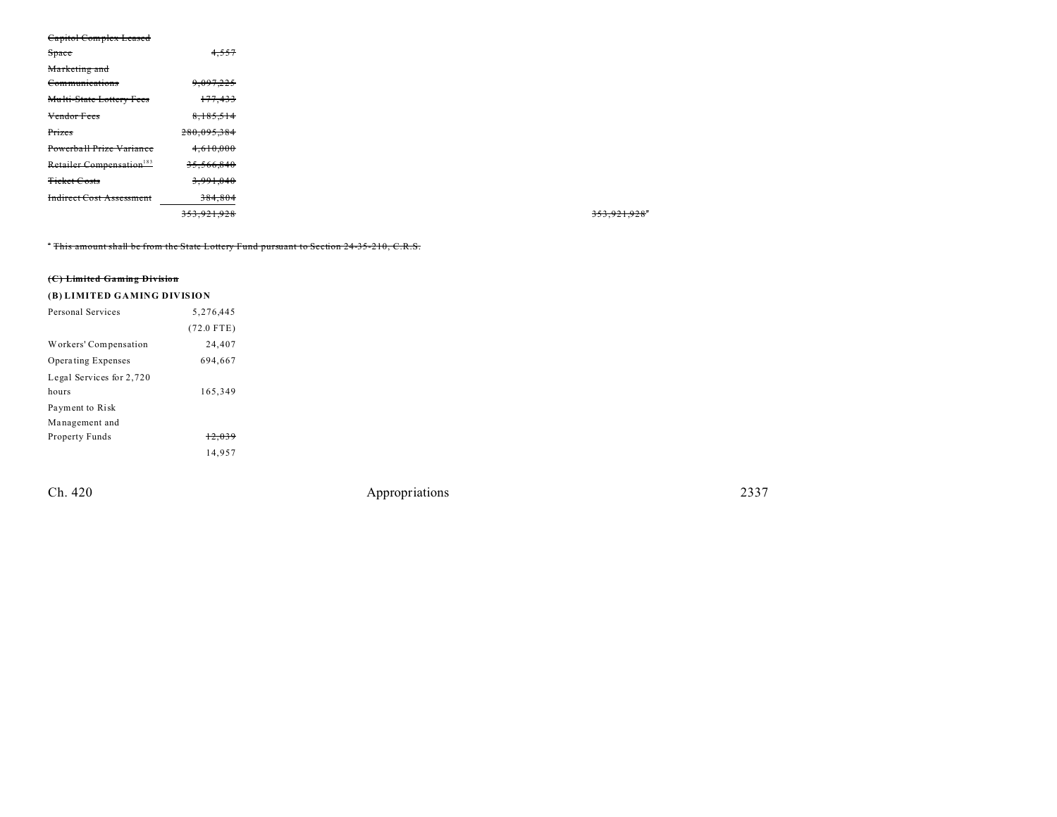| | | |
|---|---|---|
| ~~Capitol Complex Leased Space~~ | ~~4,557~~ | |
| ~~Marketing and Communications~~ | ~~9,097,225~~ | |
| ~~Multi-State Lottery Fees~~ | ~~177,433~~ | |
| ~~Vendor Fees~~ | ~~8,185,514~~ | |
| ~~Prizes~~ | ~~280,095,384~~ | |
| ~~Powerball Prize Variance~~ | ~~4,610,000~~ | |
| ~~Retailer Compensation[183]~~ | ~~35,566,840~~ | |
| ~~Ticket Costs~~ | ~~3,991,040~~ | |
| ~~Indirect Cost Assessment~~ | ~~384,804~~ | |
| | ~~353,921,928~~ | ~~353,921,928[a]~~ |

~~[a] This amount shall be from the State Lottery Fund pursuant to Section 24-35-210, C.R.S.~~

~~**(C) Limited Gaming Division**~~

**(B) LIMITED GAMING DIVISION**

| | |
|---|---|
| Personal Services | 5,276,445 |
| | (72.0 FTE) |
| Workers' Compensation | 24,407 |
| Operating Expenses | 694,667 |
| Legal Services for 2,720 hours | 165,349 |
| Payment to Risk Management and Property Funds | ~~12,039~~ |
| | 14,957 |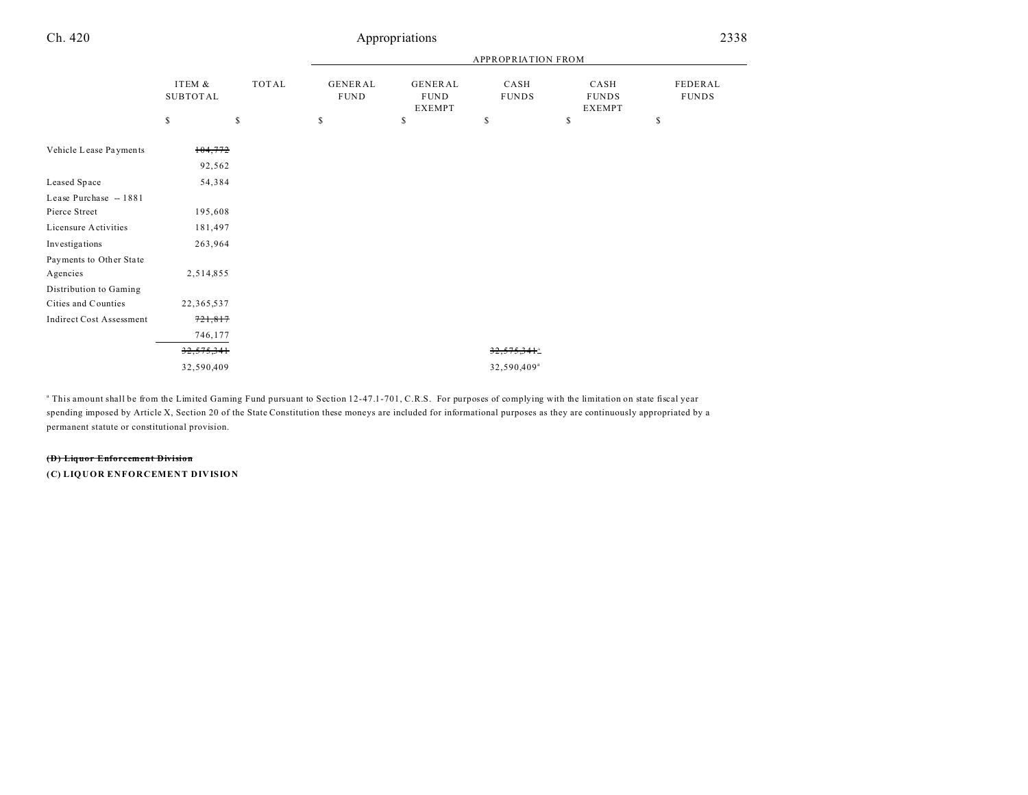| | ITEM & SUBTOTAL | TOTAL | APPROPRIATION FROM | | | | |
|---|---|---|---|---|---|---|---|
| | | | GENERAL FUND | GENERAL FUND EXEMPT | CASH FUNDS | CASH FUNDS EXEMPT | FEDERAL FUNDS |
| | $ | $ | $ | $ | $ | $ | $ |
| Vehicle Lease Payments | ~~104,772~~ | | | | | | |
| | 92,562 | | | | | | |
| Leased Space | 54,384 | | | | | | |
| Lease Purchase -- 1881 Pierce Street | 195,608 | | | | | | |
| Licensure Activities | 181,497 | | | | | | |
| Investigations | 263,964 | | | | | | |
| Payments to Other State Agencies | 2,514,855 | | | | | | |
| Distribution to Gaming Cities and Counties | 22,365,537 | | | | | | |
| Indirect Cost Assessment | ~~721,817~~ | | | | | | |
| | 746,177 | | | | | | |
| | ~~32,575,341~~ | | | | ~~32,575,341~~[a] | | |
| | 32,590,409 | | | | 32,590,409[a] | | |

[a] This amount shall be from the Limited Gaming Fund pursuant to Section 12-47.1-701, C.R.S. For purposes of complying with the limitation on state fiscal year spending imposed by Article X, Section 20 of the State Constitution these moneys are included for informational purposes as they are continuously appropriated by a permanent statute or constitutional provision.

~~**(D) Liquor Enforcement Division**~~

**(C) LIQUOR ENFORCEMENT DIVISION**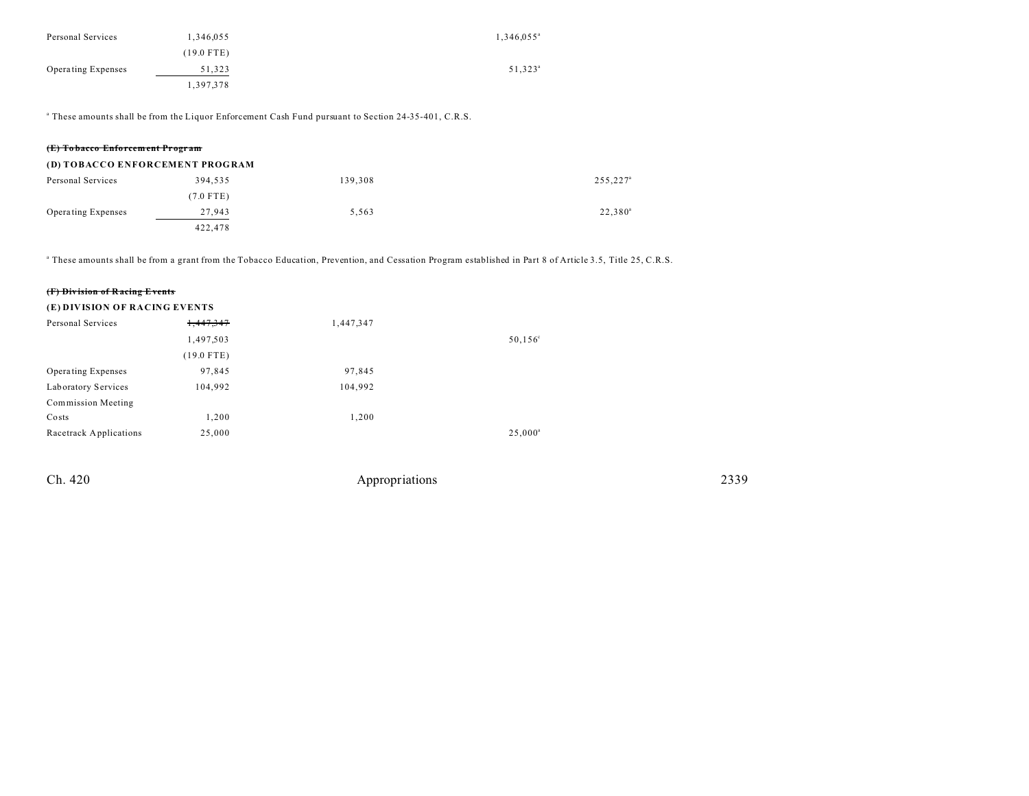| | | | | |
|---|---|---|---|---|
| Personal Services | 1,346,055 | | 1,346,055[a] | |
| | (19.0 FTE) | | | |
| Operating Expenses | 51,323 | | 51,323[a] | |
| | 1,397,378 | | | |

[a] These amounts shall be from the Liquor Enforcement Cash Fund pursuant to Section 24-35-401, C.R.S.

~~**(E) Tobacco Enforcement Program**~~

**(D) TOBACCO ENFORCEMENT PROGRAM**

| | | | | |
|---|---|---|---|---|
| Personal Services | 394,535 | 139,308 | | 255,227[a] |
| | (7.0 FTE) | | | |
| Operating Expenses | 27,943 | 5,563 | | 22,380[a] |
| | 422,478 | | | |

[a] These amounts shall be from a grant from the Tobacco Education, Prevention, and Cessation Program established in Part 8 of Article 3.5, Title 25, C.R.S.

~~**(F) Division of Racing Events**~~

**(E) DIVISION OF RACING EVENTS**

| | | | | |
|---|---|---|---|---|
| Personal Services | ~~1,447,347~~ | 1,447,347 | | |
| | 1,497,503 | | 50,156[c] | |
| | (19.0 FTE) | | | |
| Operating Expenses | 97,845 | 97,845 | | |
| Laboratory Services | 104,992 | 104,992 | | |
| Commission Meeting Costs | 1,200 | 1,200 | | |
| Racetrack Applications | 25,000 | | 25,000[a] | |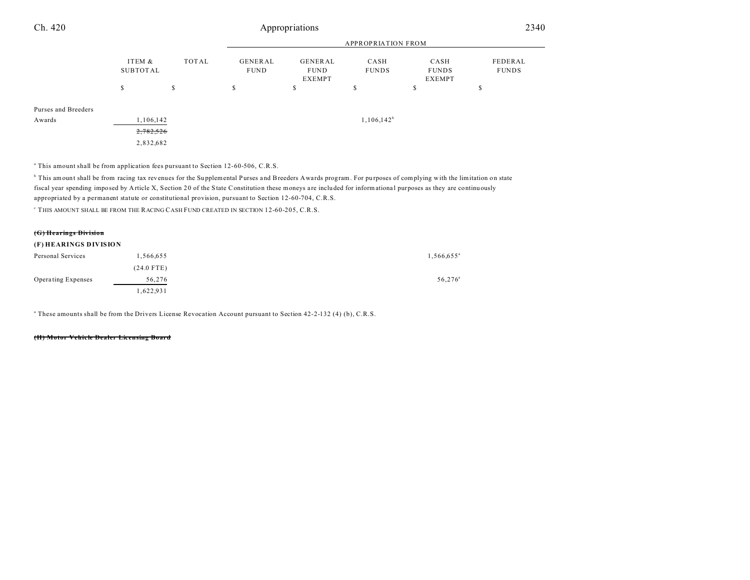| | ITEM & SUBTOTAL | TOTAL | APPROPRIATION FROM GENERAL FUND | GENERAL FUND EXEMPT | CASH FUNDS | CASH FUNDS EXEMPT | FEDERAL FUNDS |
|---|---|---|---|---|---|---|---|
| | $ | $ | $ | $ | $ | $ | $ |
| Purses and Breeders Awards | 1,106,142 | | | | 1,106,142[b] | | |
| | ~~2,782,526~~ | | | | | | |
| | 2,832,682 | | | | | | |

[a] This amount shall be from application fees pursuant to Section 12-60-506, C.R.S.

[b] This amount shall be from racing tax revenues for the Supplemental Purses and Breeders Awards program. For purposes of complying with the limitation on state fiscal year spending imposed by Article X, Section 20 of the State Constitution these moneys are included for informational purposes as they are continuously appropriated by a permanent statute or constitutional provision, pursuant to Section 12-60-704, C.R.S.

[c] THIS AMOUNT SHALL BE FROM THE RACING CASH FUND CREATED IN SECTION 12-60-205, C.R.S.

~~**(G) Hearings Division**~~

**(F) HEARINGS DIVISION**

| | ITEM & SUBTOTAL | TOTAL | GENERAL FUND | GENERAL FUND EXEMPT | CASH FUNDS | CASH FUNDS EXEMPT | FEDERAL FUNDS |
|---|---|---|---|---|---|---|---|
| Personal Services | 1,566,655 | | | | | 1,566,655[a] | |
| | (24.0 FTE) | | | | | | |
| Operating Expenses | 56,276 | | | | | 56,276[a] | |
| | 1,622,931 | | | | | | |

[a] These amounts shall be from the Drivers License Revocation Account pursuant to Section 42-2-132 (4) (b), C.R.S.

~~**(H) Motor Vehicle Dealer Licensing Board**~~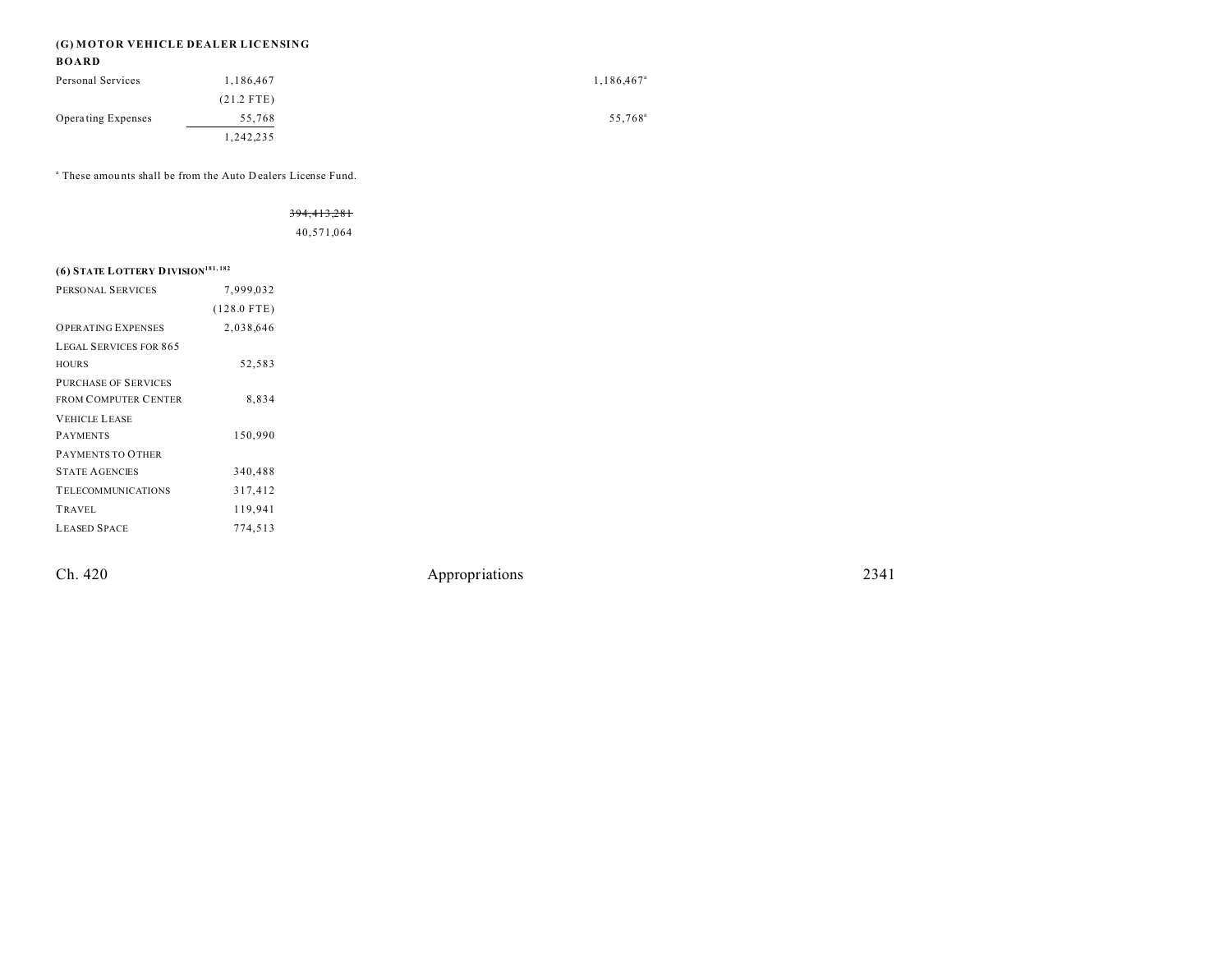### (G) MOTOR VEHICLE DEALER LICENSING BOARD

| | | | |
|---|---|---|---|
| Personal Services | 1,186,467 | | 1,186,467[a] |
| | (21.2 FTE) | | |
| Operating Expenses | 55,768 | | 55,768[a] |
| | 1,242,235 | | |

[a] These amounts shall be from the Auto Dealers License Fund.

| | |
|---|---|
| | ~~394,413,281~~ |
| | 40,571,064 |

### (6) STATE LOTTERY DIVISION[181, 182]

| | |
|---|---|
| PERSONAL SERVICES | 7,999,032 |
| | (128.0 FTE) |
| OPERATING EXPENSES | 2,038,646 |
| LEGAL SERVICES FOR 865 HOURS | 52,583 |
| PURCHASE OF SERVICES FROM COMPUTER CENTER | 8,834 |
| VEHICLE LEASE PAYMENTS | 150,990 |
| PAYMENTS TO OTHER STATE AGENCIES | 340,488 |
| TELECOMMUNICATIONS | 317,412 |
| TRAVEL | 119,941 |
| LEASED SPACE | 774,513 |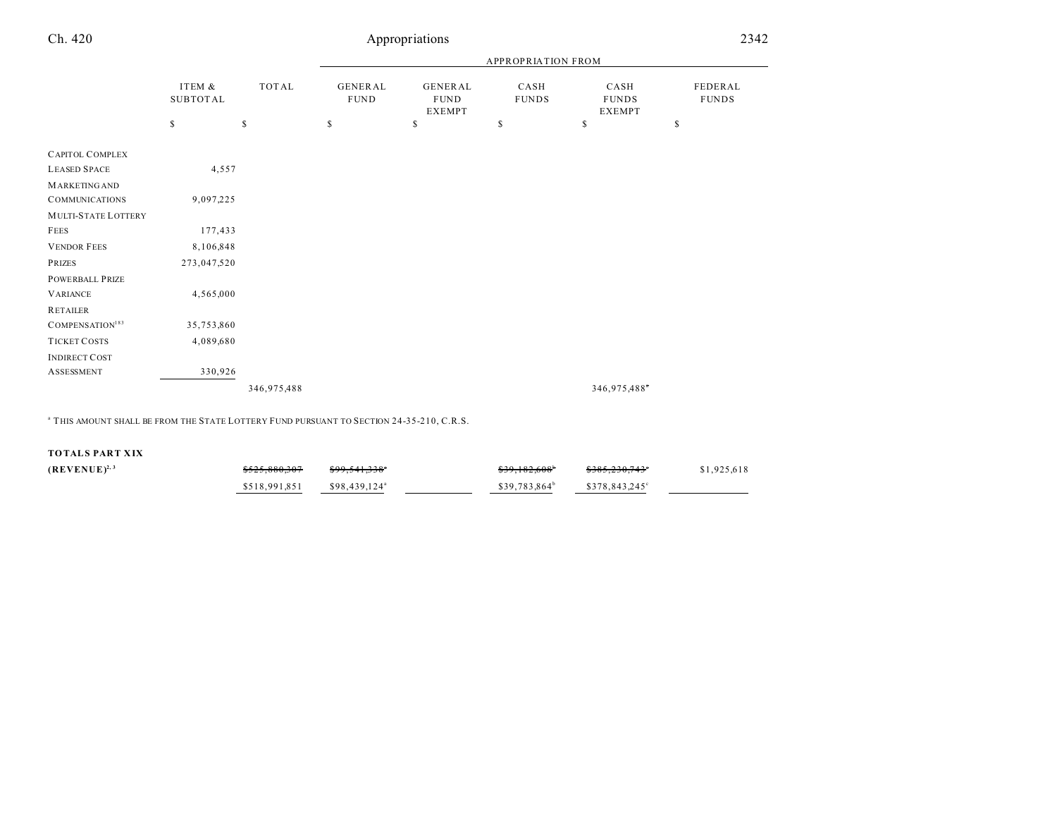| | ITEM & SUBTOTAL | TOTAL | APPROPRIATION FROM | | | | |
|---|---|---|---|---|---|---|---|
| | | | GENERAL FUND | GENERAL FUND EXEMPT | CASH FUNDS | CASH FUNDS EXEMPT | FEDERAL FUNDS |
| | $ | $ | $ | $ | $ | $ | $ |
| CAPITOL COMPLEX LEASED SPACE | 4,557 | | | | | | |
| MARKETING AND COMMUNICATIONS | 9,097,225 | | | | | | |
| MULTI-STATE LOTTERY FEES | 177,433 | | | | | | |
| VENDOR FEES | 8,106,848 | | | | | | |
| PRIZES | 273,047,520 | | | | | | |
| POWERBALL PRIZE VARIANCE | 4,565,000 | | | | | | |
| RETAILER COMPENSATION[183] | 35,753,860 | | | | | | |
| TICKET COSTS | 4,089,680 | | | | | | |
| INDIRECT COST ASSESSMENT | 330,926 | | | | | | |
| | | 346,975,488 | | | | 346,975,488[a] | |

[a] THIS AMOUNT SHALL BE FROM THE STATE LOTTERY FUND PURSUANT TO SECTION 24-35-210, C.R.S.

| | | TOTAL | GENERAL FUND | GENERAL FUND EXEMPT | CASH FUNDS | CASH FUNDS EXEMPT | FEDERAL FUNDS |
|---|---|---|---|---|---|---|---|
| **TOTALS PART XIX (REVENUE)[2, 3]** | | ~~$525,880,307~~ | ~~$99,541,338[a]~~ | | ~~$39,182,608[b]~~ | ~~$385,230,743[c]~~ | $1,925,618 |
| | | $518,991,851 | $98,439,124[a] | | $39,783,864[b] | $378,843,245[c] | |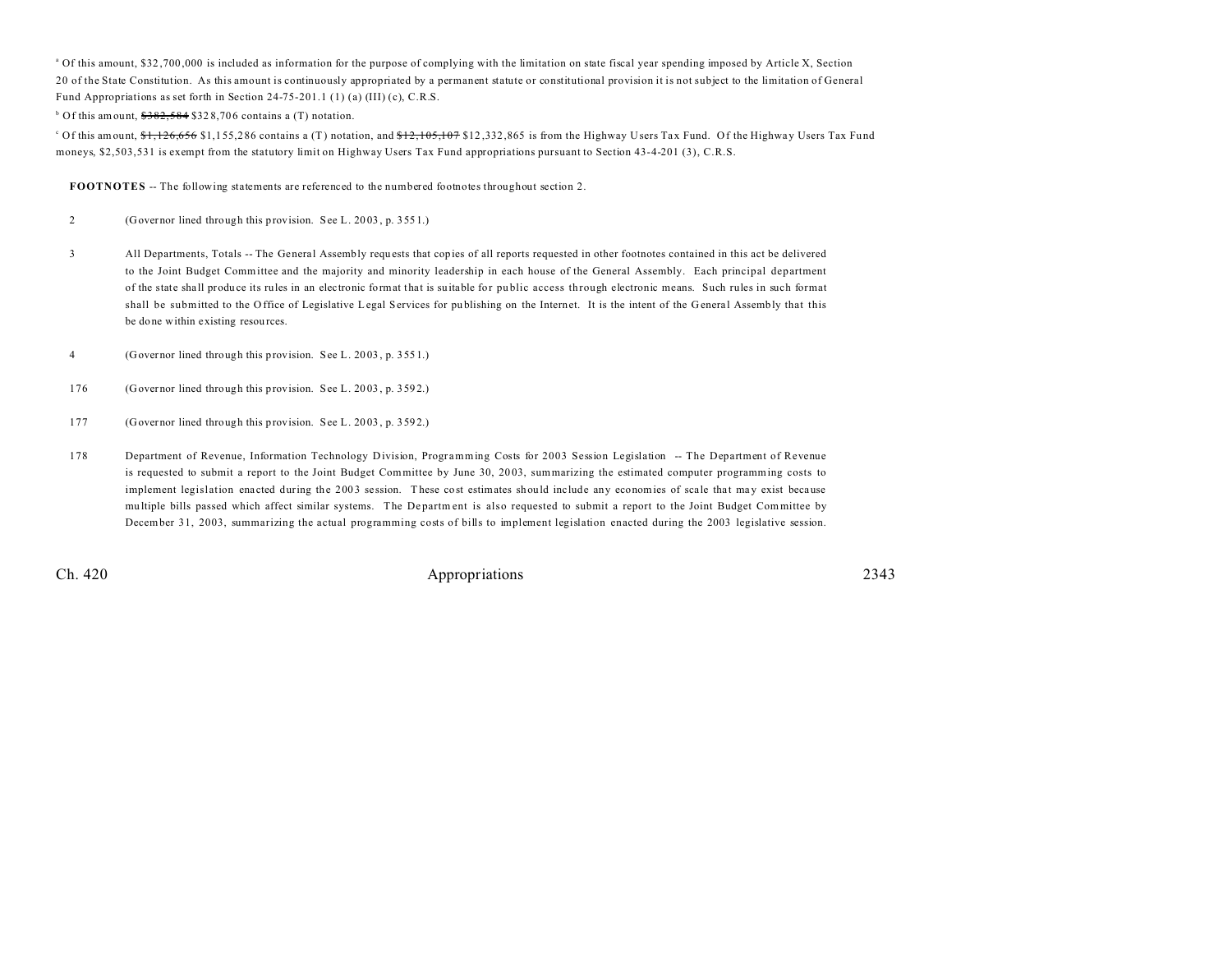[a] Of this amount, $32,700,000 is included as information for the purpose of complying with the limitation on state fiscal year spending imposed by Article X, Section 20 of the State Constitution. As this amount is continuously appropriated by a permanent statute or constitutional provision it is not subject to the limitation of General Fund Appropriations as set forth in Section 24-75-201.1 (1) (a) (III) (c), C.R.S.

[b] Of this amount, ~~$382,584~~ $328,706 contains a (T) notation.

[c] Of this amount, ~~$1,126,656~~ $1,155,286 contains a (T) notation, and ~~$12,105,107~~ $12,332,865 is from the Highway Users Tax Fund. Of the Highway Users Tax Fund moneys, $2,503,531 is exempt from the statutory limit on Highway Users Tax Fund appropriations pursuant to Section 43-4-201 (3), C.R.S.

**FOOTNOTES** -- The following statements are referenced to the numbered footnotes throughout section 2.

2 (Governor lined through this provision. See L. 2003, p. 3551.)

3 All Departments, Totals -- The General Assembly requests that copies of all reports requested in other footnotes contained in this act be delivered to the Joint Budget Committee and the majority and minority leadership in each house of the General Assembly. Each principal department of the state shall produce its rules in an electronic format that is suitable for public access through electronic means. Such rules in such format shall be submitted to the Office of Legislative Legal Services for publishing on the Internet. It is the intent of the General Assembly that this be done within existing resources.

4 (Governor lined through this provision. See L. 2003, p. 3551.)

176 (Governor lined through this provision. See L. 2003, p. 3592.)

177 (Governor lined through this provision. See L. 2003, p. 3592.)

178 Department of Revenue, Information Technology Division, Programming Costs for 2003 Session Legislation -- The Department of Revenue is requested to submit a report to the Joint Budget Committee by June 30, 2003, summarizing the estimated computer programming costs to implement legislation enacted during the 2003 session. These cost estimates should include any economies of scale that may exist because multiple bills passed which affect similar systems. The Department is also requested to submit a report to the Joint Budget Committee by December 31, 2003, summarizing the actual programming costs of bills to implement legislation enacted during the 2003 legislative session.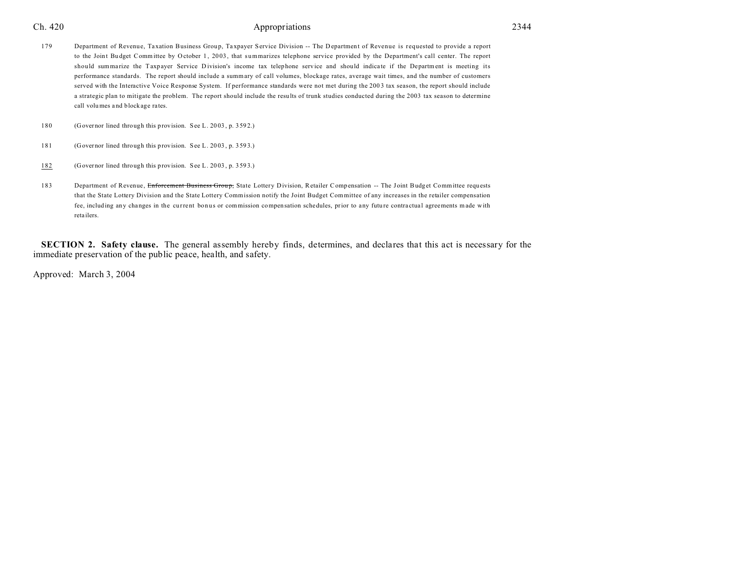179 Department of Revenue, Taxation Business Group, Taxpayer Service Division -- The Department of Revenue is requested to provide a report to the Joint Budget Committee by October 1, 2003, that summarizes telephone service provided by the Department's call center. The report should summarize the Taxpayer Service Division's income tax telephone service and should indicate if the Department is meeting its performance standards. The report should include a summary of call volumes, blockage rates, average wait times, and the number of customers served with the Interactive Voice Response System. If performance standards were not met during the 2003 tax season, the report should include a strategic plan to mitigate the problem. The report should include the results of trunk studies conducted during the 2003 tax season to determine call volumes and blockage rates.

180 (Governor lined through this provision. See L. 2003, p. 3592.)

181 (Governor lined through this provision. See L. 2003, p. 3593.)

182 (Governor lined through this provision. See L. 2003, p. 3593.)

183 Department of Revenue, ~~Enforcement Business Group,~~ State Lottery Division, Retailer Compensation -- The Joint Budget Committee requests that the State Lottery Division and the State Lottery Commission notify the Joint Budget Committee of any increases in the retailer compensation fee, including any changes in the current bonus or commission compensation schedules, prior to any future contractual agreements made with retailers.

**SECTION 2. Safety clause.** The general assembly hereby finds, determines, and declares that this act is necessary for the immediate preservation of the public peace, health, and safety.

Approved: March 3, 2004